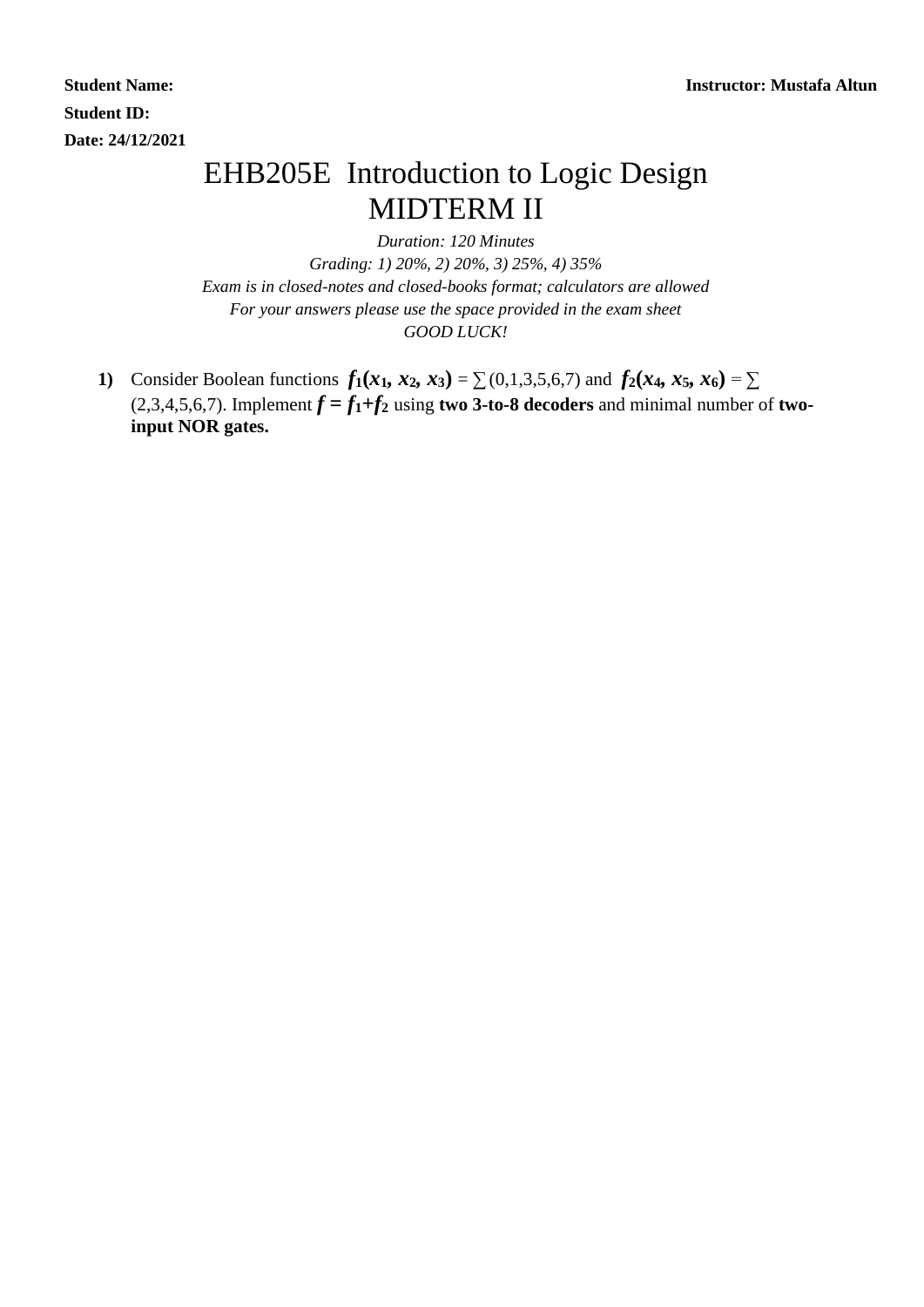**Student Name:** **Instructor: Mustafa Altun**

**Student ID:**

**Date: 24/12/2021**

# EHB205E Introduction to Logic Design
# MIDTERM II

*Duration: 120 Minutes*

*Grading: 1) 20%, 2) 20%, 3) 25%, 4) 35%*

*Exam is in closed-notes and closed-books format; calculators are allowed*

*For your answers please use the space provided in the exam sheet*

*GOOD LUCK!*

**1)** Consider Boolean functions $f_1(x_1, x_2, x_3) = \sum(0,1,3,5,6,7)$ and $f_2(x_4, x_5, x_6) = \sum(2,3,4,5,6,7)$. Implement $f = f_1 + f_2$ using **two 3-to-8 decoders** and minimal number of **two-input NOR gates.**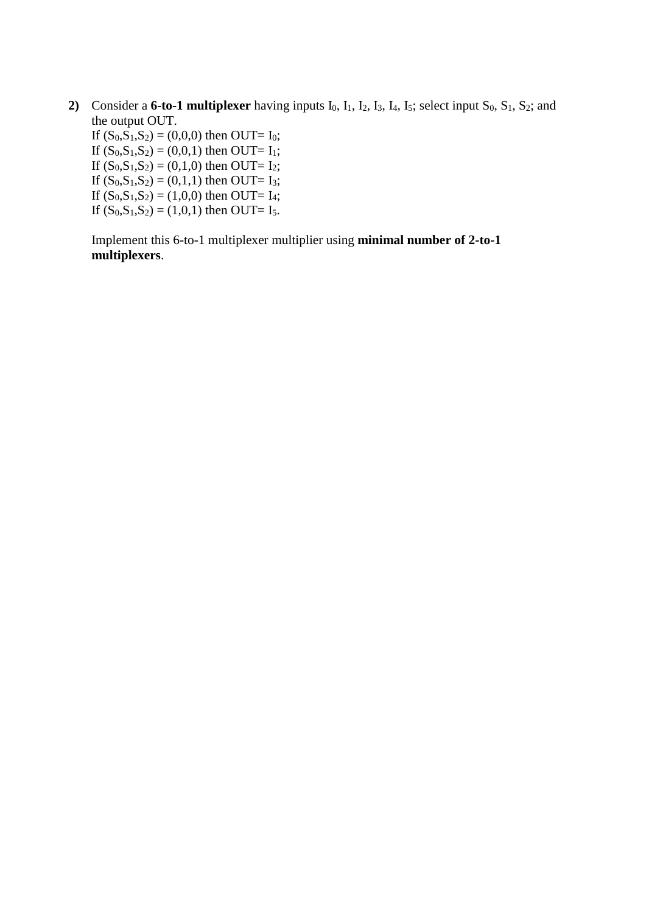**2)** Consider a **6-to-1 multiplexer** having inputs $I_0$, $I_1$, $I_2$, $I_3$, $I_4$, $I_5$; select input $S_0$, $S_1$, $S_2$; and the output OUT.

If $(S_0,S_1,S_2) = (0,0,0)$ then OUT= $I_0$;
If $(S_0,S_1,S_2) = (0,0,1)$ then OUT= $I_1$;
If $(S_0,S_1,S_2) = (0,1,0)$ then OUT= $I_2$;
If $(S_0,S_1,S_2) = (0,1,1)$ then OUT= $I_3$;
If $(S_0,S_1,S_2) = (1,0,0)$ then OUT= $I_4$;
If $(S_0,S_1,S_2) = (1,0,1)$ then OUT= $I_5$.

Implement this 6-to-1 multiplexer multiplier using **minimal number of 2-to-1 multiplexers**.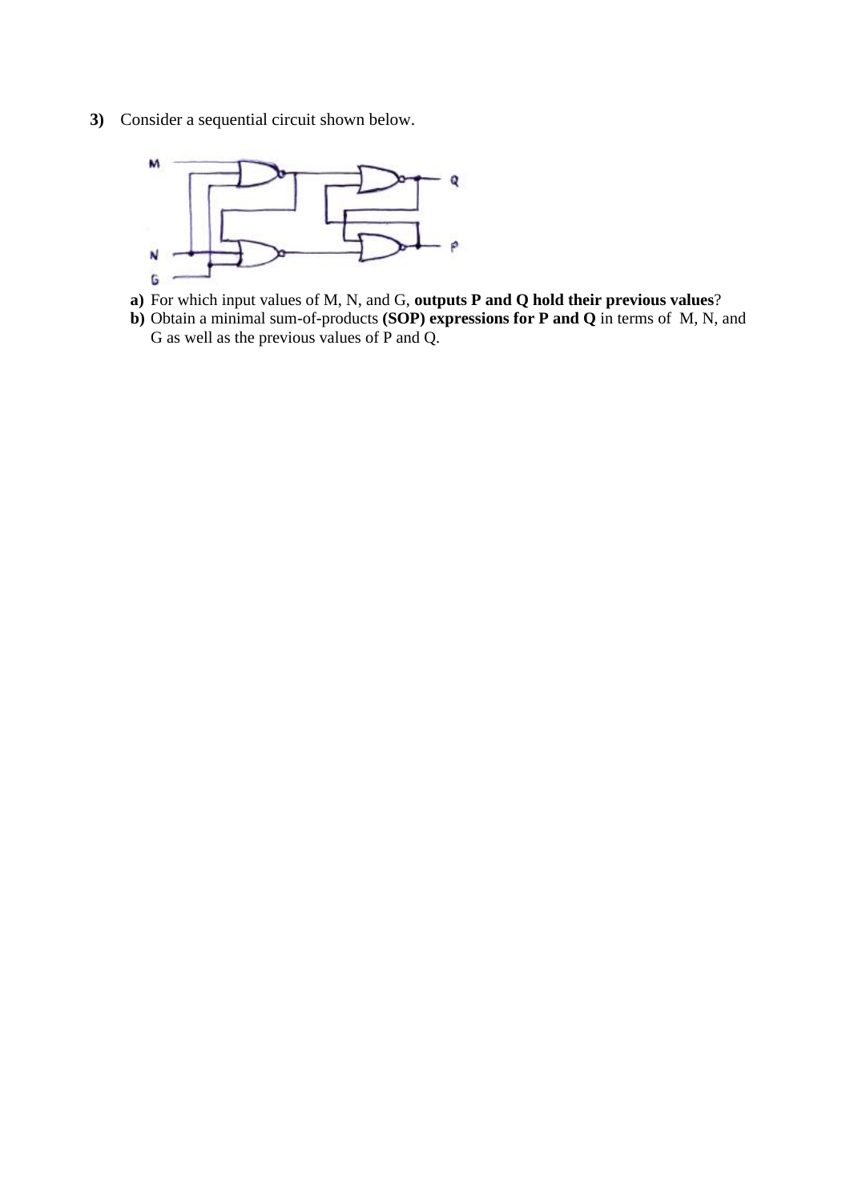**3)** Consider a sequential circuit shown below.

**a)** For which input values of M, N, and G, **outputs P and Q hold their previous values**?

**b)** Obtain a minimal sum-of-products **(SOP) expressions for P and Q** in terms of M, N, and G as well as the previous values of P and Q.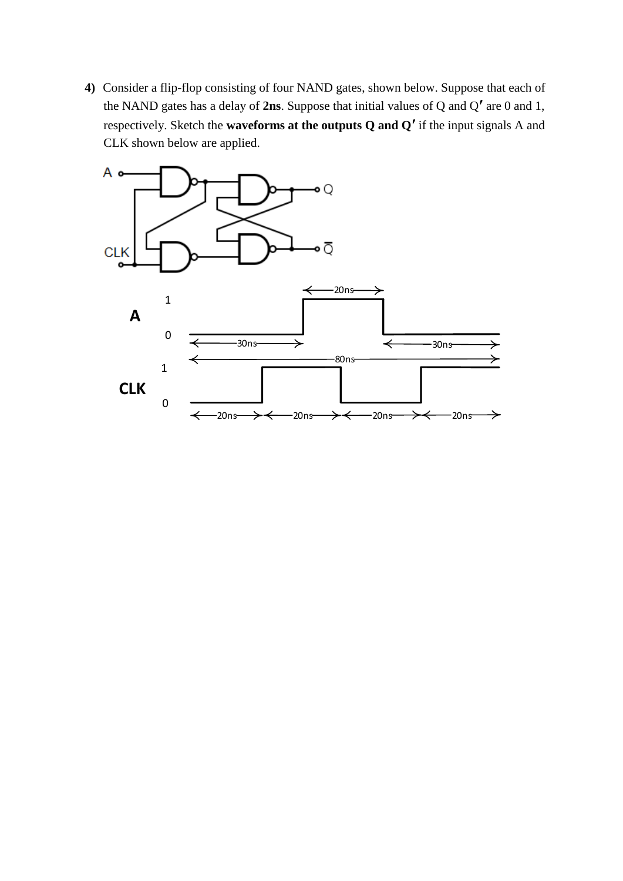**4)** Consider a flip-flop consisting of four NAND gates, shown below. Suppose that each of the NAND gates has a delay of **2ns**. Suppose that initial values of Q and Q′ are 0 and 1, respectively. Sketch the **waveforms at the outputs Q and Q′** if the input signals A and CLK shown below are applied.

A

CLK

Q

$\overline{Q}$

20ns

1

**A**

0

30ns

30ns

80ns

1

**CLK**

0

20ns

20ns

20ns

20ns